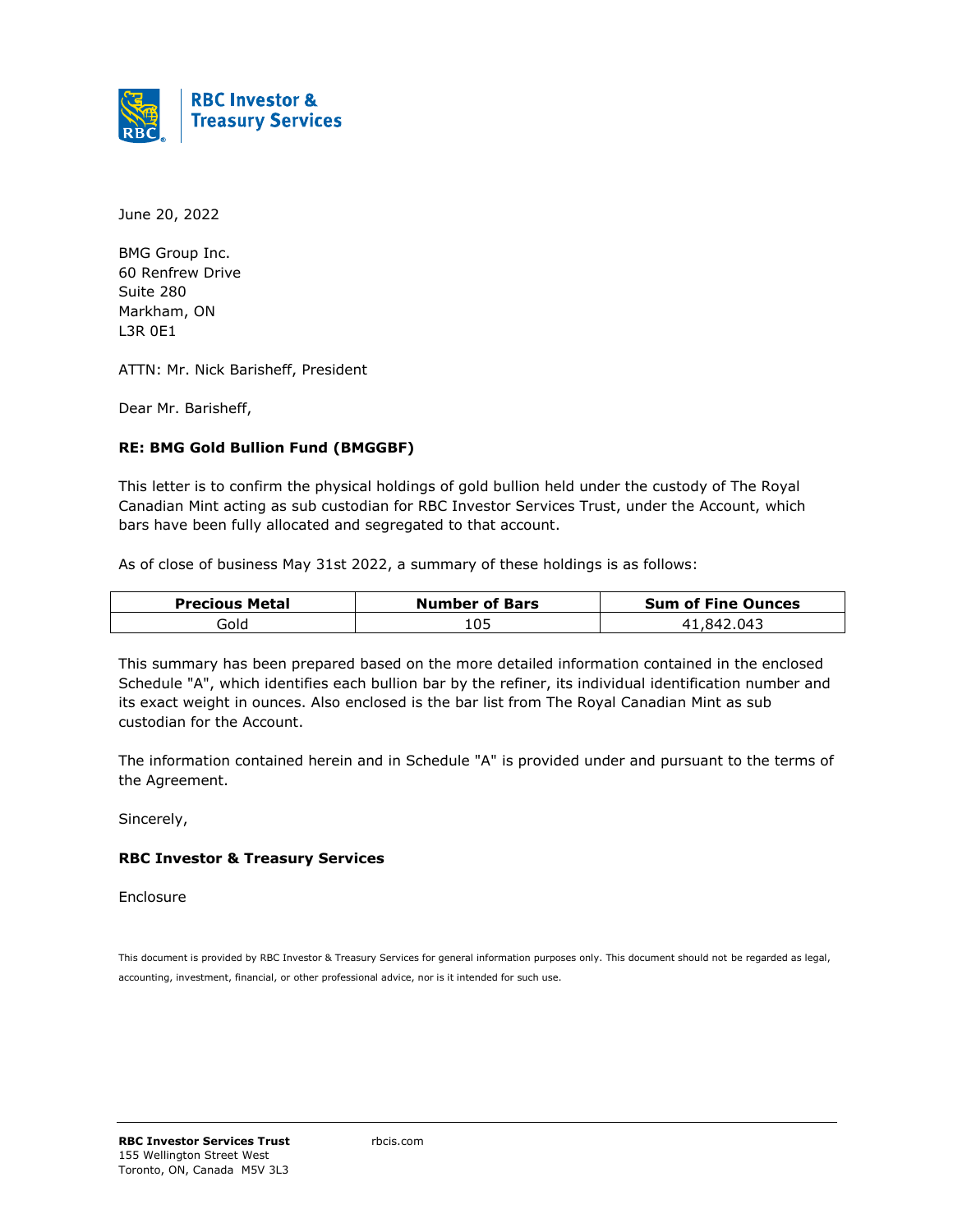**RBC Investor & Treasury Services**

June 20, 2022

BMG Group Inc.
60 Renfrew Drive
Suite 280
Markham, ON
L3R 0E1

ATTN: Mr. Nick Barisheff, President

Dear Mr. Barisheff,

**RE: BMG Gold Bullion Fund (BMGGBF)**

This letter is to confirm the physical holdings of gold bullion held under the custody of The Royal Canadian Mint acting as sub custodian for RBC Investor Services Trust, under the Account, which bars have been fully allocated and segregated to that account.

As of close of business May 31st 2022, a summary of these holdings is as follows:

| Precious Metal | Number of Bars | Sum of Fine Ounces |
| --- | --- | --- |
| Gold | 105 | 41,842.043 |

This summary has been prepared based on the more detailed information contained in the enclosed Schedule "A", which identifies each bullion bar by the refiner, its individual identification number and its exact weight in ounces. Also enclosed is the bar list from The Royal Canadian Mint as sub custodian for the Account.

The information contained herein and in Schedule "A" is provided under and pursuant to the terms of the Agreement.

Sincerely,

**RBC Investor & Treasury Services**

Enclosure

This document is provided by RBC Investor & Treasury Services for general information purposes only. This document should not be regarded as legal, accounting, investment, financial, or other professional advice, nor is it intended for such use.

**RBC Investor Services Trust**
155 Wellington Street West
Toronto, ON, Canada M5V 3L3

rbcis.com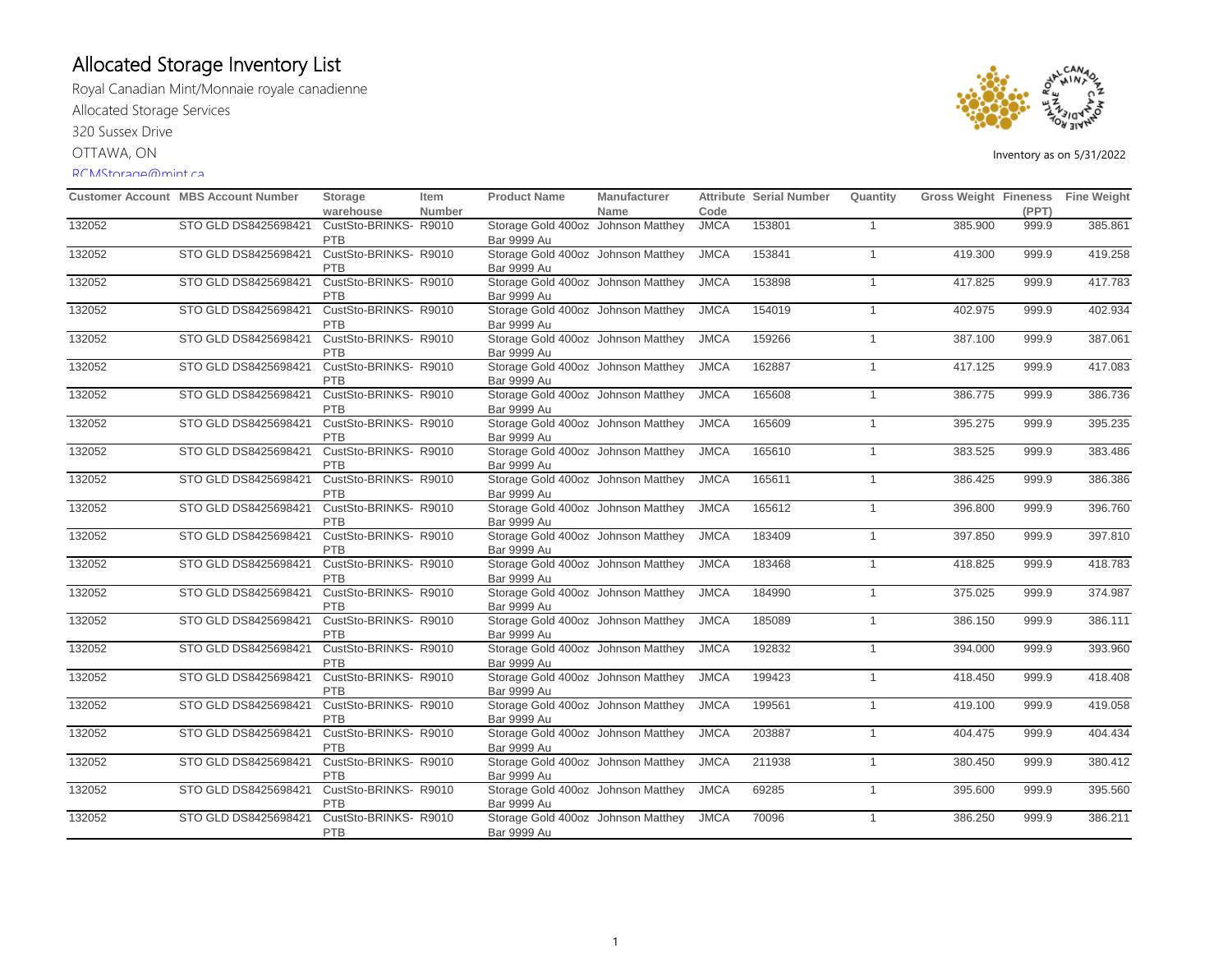# Allocated Storage Inventory List

Royal Canadian Mint/Monnaie royale canadienne

Allocated Storage Services

320 Sussex Drive

OTTAWA, ON

RCMStorage@mint.ca

Inventory as on 5/31/2022

| Customer Account | MBS Account Number | Storage warehouse | Item Number | Product Name | Manufacturer Name | Attribute Code | Serial Number | Quantity | Gross Weight | Fineness (PPT) | Fine Weight |
|---|---|---|---|---|---|---|---|---|---|---|---|
| 132052 | STO GLD DS8425698421 | CustSto-BRINKS-PTB | R9010 | Storage Gold 400oz Bar 9999 Au | Johnson Matthey | JMCA | 153801 | 1 | 385.900 | 999.9 | 385.861 |
| 132052 | STO GLD DS8425698421 | CustSto-BRINKS-PTB | R9010 | Storage Gold 400oz Bar 9999 Au | Johnson Matthey | JMCA | 153841 | 1 | 419.300 | 999.9 | 419.258 |
| 132052 | STO GLD DS8425698421 | CustSto-BRINKS-PTB | R9010 | Storage Gold 400oz Bar 9999 Au | Johnson Matthey | JMCA | 153898 | 1 | 417.825 | 999.9 | 417.783 |
| 132052 | STO GLD DS8425698421 | CustSto-BRINKS-PTB | R9010 | Storage Gold 400oz Bar 9999 Au | Johnson Matthey | JMCA | 154019 | 1 | 402.975 | 999.9 | 402.934 |
| 132052 | STO GLD DS8425698421 | CustSto-BRINKS-PTB | R9010 | Storage Gold 400oz Bar 9999 Au | Johnson Matthey | JMCA | 159266 | 1 | 387.100 | 999.9 | 387.061 |
| 132052 | STO GLD DS8425698421 | CustSto-BRINKS-PTB | R9010 | Storage Gold 400oz Bar 9999 Au | Johnson Matthey | JMCA | 162887 | 1 | 417.125 | 999.9 | 417.083 |
| 132052 | STO GLD DS8425698421 | CustSto-BRINKS-PTB | R9010 | Storage Gold 400oz Bar 9999 Au | Johnson Matthey | JMCA | 165608 | 1 | 386.775 | 999.9 | 386.736 |
| 132052 | STO GLD DS8425698421 | CustSto-BRINKS-PTB | R9010 | Storage Gold 400oz Bar 9999 Au | Johnson Matthey | JMCA | 165609 | 1 | 395.275 | 999.9 | 395.235 |
| 132052 | STO GLD DS8425698421 | CustSto-BRINKS-PTB | R9010 | Storage Gold 400oz Bar 9999 Au | Johnson Matthey | JMCA | 165610 | 1 | 383.525 | 999.9 | 383.486 |
| 132052 | STO GLD DS8425698421 | CustSto-BRINKS-PTB | R9010 | Storage Gold 400oz Bar 9999 Au | Johnson Matthey | JMCA | 165611 | 1 | 386.425 | 999.9 | 386.386 |
| 132052 | STO GLD DS8425698421 | CustSto-BRINKS-PTB | R9010 | Storage Gold 400oz Bar 9999 Au | Johnson Matthey | JMCA | 165612 | 1 | 396.800 | 999.9 | 396.760 |
| 132052 | STO GLD DS8425698421 | CustSto-BRINKS-PTB | R9010 | Storage Gold 400oz Bar 9999 Au | Johnson Matthey | JMCA | 183409 | 1 | 397.850 | 999.9 | 397.810 |
| 132052 | STO GLD DS8425698421 | CustSto-BRINKS-PTB | R9010 | Storage Gold 400oz Bar 9999 Au | Johnson Matthey | JMCA | 183468 | 1 | 418.825 | 999.9 | 418.783 |
| 132052 | STO GLD DS8425698421 | CustSto-BRINKS-PTB | R9010 | Storage Gold 400oz Bar 9999 Au | Johnson Matthey | JMCA | 184990 | 1 | 375.025 | 999.9 | 374.987 |
| 132052 | STO GLD DS8425698421 | CustSto-BRINKS-PTB | R9010 | Storage Gold 400oz Bar 9999 Au | Johnson Matthey | JMCA | 185089 | 1 | 386.150 | 999.9 | 386.111 |
| 132052 | STO GLD DS8425698421 | CustSto-BRINKS-PTB | R9010 | Storage Gold 400oz Bar 9999 Au | Johnson Matthey | JMCA | 192832 | 1 | 394.000 | 999.9 | 393.960 |
| 132052 | STO GLD DS8425698421 | CustSto-BRINKS-PTB | R9010 | Storage Gold 400oz Bar 9999 Au | Johnson Matthey | JMCA | 199423 | 1 | 418.450 | 999.9 | 418.408 |
| 132052 | STO GLD DS8425698421 | CustSto-BRINKS-PTB | R9010 | Storage Gold 400oz Bar 9999 Au | Johnson Matthey | JMCA | 199561 | 1 | 419.100 | 999.9 | 419.058 |
| 132052 | STO GLD DS8425698421 | CustSto-BRINKS-PTB | R9010 | Storage Gold 400oz Bar 9999 Au | Johnson Matthey | JMCA | 203887 | 1 | 404.475 | 999.9 | 404.434 |
| 132052 | STO GLD DS8425698421 | CustSto-BRINKS-PTB | R9010 | Storage Gold 400oz Bar 9999 Au | Johnson Matthey | JMCA | 211938 | 1 | 380.450 | 999.9 | 380.412 |
| 132052 | STO GLD DS8425698421 | CustSto-BRINKS-PTB | R9010 | Storage Gold 400oz Bar 9999 Au | Johnson Matthey | JMCA | 69285 | 1 | 395.600 | 999.9 | 395.560 |
| 132052 | STO GLD DS8425698421 | CustSto-BRINKS-PTB | R9010 | Storage Gold 400oz Bar 9999 Au | Johnson Matthey | JMCA | 70096 | 1 | 386.250 | 999.9 | 386.211 |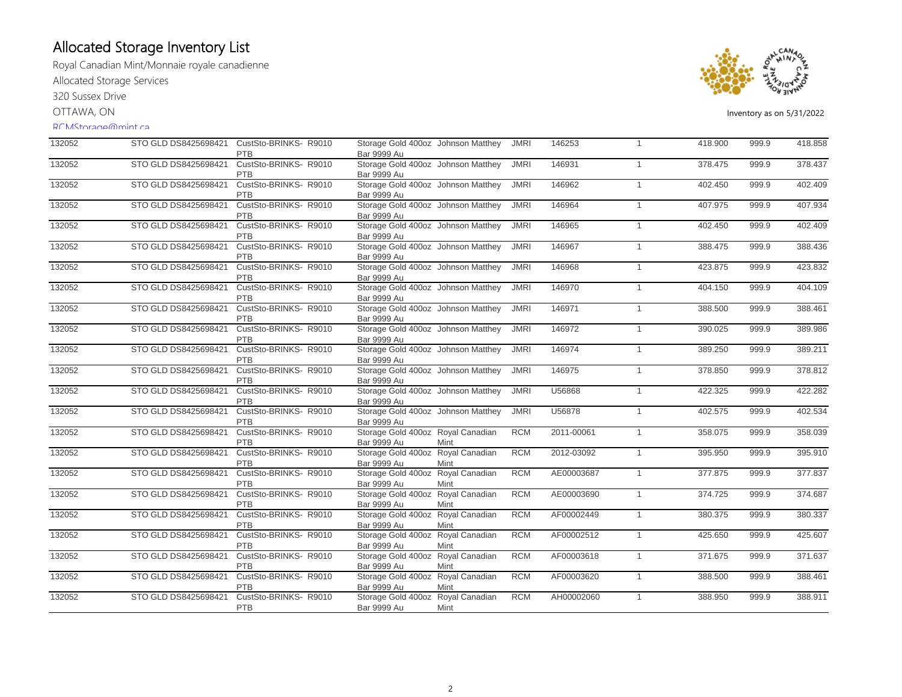# Allocated Storage Inventory List

Royal Canadian Mint/Monnaie royale canadienne

Allocated Storage Services

320 Sussex Drive

OTTAWA, ON

RCMStorage@mint.ca

Inventory as on 5/31/2022

| | | | | | | | | | | |
|---|---|---|---|---|---|---|---|---|---|---|
| 132052 | STO GLD DS8425698421 | CustSto-BRINKS-PTB | R9010 | Storage Gold 400oz Bar 9999 Au | Johnson Matthey | JMRI | 146253 | 1 | 418.900 | 999.9 | 418.858 |
| 132052 | STO GLD DS8425698421 | CustSto-BRINKS-PTB | R9010 | Storage Gold 400oz Bar 9999 Au | Johnson Matthey | JMRI | 146931 | 1 | 378.475 | 999.9 | 378.437 |
| 132052 | STO GLD DS8425698421 | CustSto-BRINKS-PTB | R9010 | Storage Gold 400oz Bar 9999 Au | Johnson Matthey | JMRI | 146962 | 1 | 402.450 | 999.9 | 402.409 |
| 132052 | STO GLD DS8425698421 | CustSto-BRINKS-PTB | R9010 | Storage Gold 400oz Bar 9999 Au | Johnson Matthey | JMRI | 146964 | 1 | 407.975 | 999.9 | 407.934 |
| 132052 | STO GLD DS8425698421 | CustSto-BRINKS-PTB | R9010 | Storage Gold 400oz Bar 9999 Au | Johnson Matthey | JMRI | 146965 | 1 | 402.450 | 999.9 | 402.409 |
| 132052 | STO GLD DS8425698421 | CustSto-BRINKS-PTB | R9010 | Storage Gold 400oz Bar 9999 Au | Johnson Matthey | JMRI | 146967 | 1 | 388.475 | 999.9 | 388.436 |
| 132052 | STO GLD DS8425698421 | CustSto-BRINKS-PTB | R9010 | Storage Gold 400oz Bar 9999 Au | Johnson Matthey | JMRI | 146968 | 1 | 423.875 | 999.9 | 423.832 |
| 132052 | STO GLD DS8425698421 | CustSto-BRINKS-PTB | R9010 | Storage Gold 400oz Bar 9999 Au | Johnson Matthey | JMRI | 146970 | 1 | 404.150 | 999.9 | 404.109 |
| 132052 | STO GLD DS8425698421 | CustSto-BRINKS-PTB | R9010 | Storage Gold 400oz Bar 9999 Au | Johnson Matthey | JMRI | 146971 | 1 | 388.500 | 999.9 | 388.461 |
| 132052 | STO GLD DS8425698421 | CustSto-BRINKS-PTB | R9010 | Storage Gold 400oz Bar 9999 Au | Johnson Matthey | JMRI | 146972 | 1 | 390.025 | 999.9 | 389.986 |
| 132052 | STO GLD DS8425698421 | CustSto-BRINKS-PTB | R9010 | Storage Gold 400oz Bar 9999 Au | Johnson Matthey | JMRI | 146974 | 1 | 389.250 | 999.9 | 389.211 |
| 132052 | STO GLD DS8425698421 | CustSto-BRINKS-PTB | R9010 | Storage Gold 400oz Bar 9999 Au | Johnson Matthey | JMRI | 146975 | 1 | 378.850 | 999.9 | 378.812 |
| 132052 | STO GLD DS8425698421 | CustSto-BRINKS-PTB | R9010 | Storage Gold 400oz Bar 9999 Au | Johnson Matthey | JMRI | U56868 | 1 | 422.325 | 999.9 | 422.282 |
| 132052 | STO GLD DS8425698421 | CustSto-BRINKS-PTB | R9010 | Storage Gold 400oz Bar 9999 Au | Johnson Matthey | JMRI | U56878 | 1 | 402.575 | 999.9 | 402.534 |
| 132052 | STO GLD DS8425698421 | CustSto-BRINKS-PTB | R9010 | Storage Gold 400oz Bar 9999 Au | Royal Canadian Mint | RCM | 2011-00061 | 1 | 358.075 | 999.9 | 358.039 |
| 132052 | STO GLD DS8425698421 | CustSto-BRINKS-PTB | R9010 | Storage Gold 400oz Bar 9999 Au | Royal Canadian Mint | RCM | 2012-03092 | 1 | 395.950 | 999.9 | 395.910 |
| 132052 | STO GLD DS8425698421 | CustSto-BRINKS-PTB | R9010 | Storage Gold 400oz Bar 9999 Au | Royal Canadian Mint | RCM | AE00003687 | 1 | 377.875 | 999.9 | 377.837 |
| 132052 | STO GLD DS8425698421 | CustSto-BRINKS-PTB | R9010 | Storage Gold 400oz Bar 9999 Au | Royal Canadian Mint | RCM | AE00003690 | 1 | 374.725 | 999.9 | 374.687 |
| 132052 | STO GLD DS8425698421 | CustSto-BRINKS-PTB | R9010 | Storage Gold 400oz Bar 9999 Au | Royal Canadian Mint | RCM | AF00002449 | 1 | 380.375 | 999.9 | 380.337 |
| 132052 | STO GLD DS8425698421 | CustSto-BRINKS-PTB | R9010 | Storage Gold 400oz Bar 9999 Au | Royal Canadian Mint | RCM | AF00002512 | 1 | 425.650 | 999.9 | 425.607 |
| 132052 | STO GLD DS8425698421 | CustSto-BRINKS-PTB | R9010 | Storage Gold 400oz Bar 9999 Au | Royal Canadian Mint | RCM | AF00003618 | 1 | 371.675 | 999.9 | 371.637 |
| 132052 | STO GLD DS8425698421 | CustSto-BRINKS-PTB | R9010 | Storage Gold 400oz Bar 9999 Au | Royal Canadian Mint | RCM | AF00003620 | 1 | 388.500 | 999.9 | 388.461 |
| 132052 | STO GLD DS8425698421 | CustSto-BRINKS-PTB | R9010 | Storage Gold 400oz Bar 9999 Au | Royal Canadian Mint | RCM | AH00002060 | 1 | 388.950 | 999.9 | 388.911 |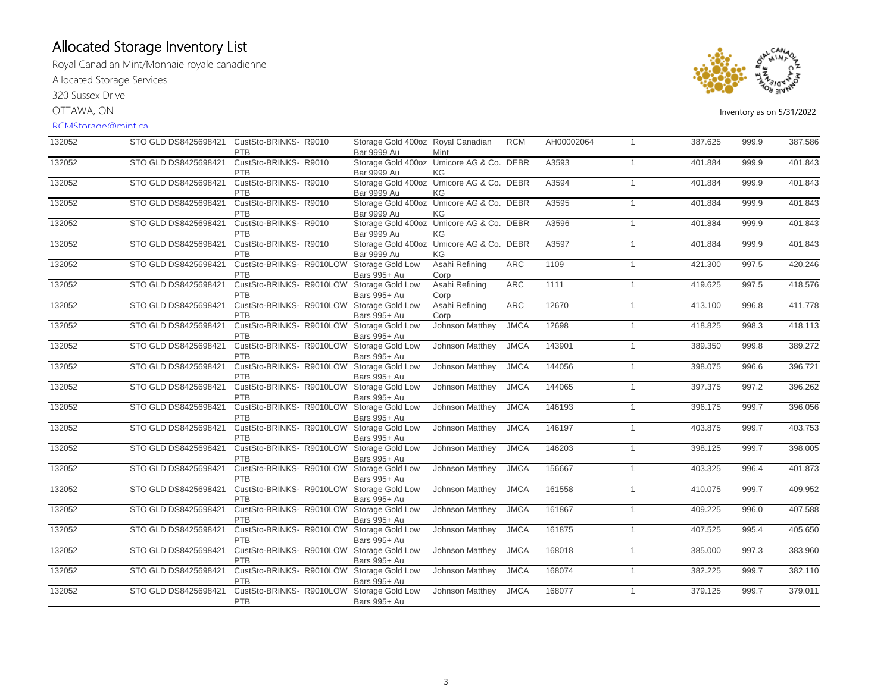# Allocated Storage Inventory List

Royal Canadian Mint/Monnaie royale canadienne

Allocated Storage Services

320 Sussex Drive

OTTAWA, ON

RCMStorage@mint.ca

Inventory as on 5/31/2022

| | | | | | | | | | | |
|---|---|---|---|---|---|---|---|---|---|---|
| 132052 | STO GLD DS8425698421 | CustSto-BRINKS- PTB | R9010 | Storage Gold 400oz Bar 9999 Au | Royal Canadian Mint | RCM | AH00002064 | 1 | 387.625 | 999.9 | 387.586 |
| 132052 | STO GLD DS8425698421 | CustSto-BRINKS- PTB | R9010 | Storage Gold 400oz Bar 9999 Au | Umicore AG & Co. KG | DEBR | A3593 | 1 | 401.884 | 999.9 | 401.843 |
| 132052 | STO GLD DS8425698421 | CustSto-BRINKS- PTB | R9010 | Storage Gold 400oz Bar 9999 Au | Umicore AG & Co. KG | DEBR | A3594 | 1 | 401.884 | 999.9 | 401.843 |
| 132052 | STO GLD DS8425698421 | CustSto-BRINKS- PTB | R9010 | Storage Gold 400oz Bar 9999 Au | Umicore AG & Co. KG | DEBR | A3595 | 1 | 401.884 | 999.9 | 401.843 |
| 132052 | STO GLD DS8425698421 | CustSto-BRINKS- PTB | R9010 | Storage Gold 400oz Bar 9999 Au | Umicore AG & Co. KG | DEBR | A3596 | 1 | 401.884 | 999.9 | 401.843 |
| 132052 | STO GLD DS8425698421 | CustSto-BRINKS- PTB | R9010 | Storage Gold 400oz Bar 9999 Au | Umicore AG & Co. KG | DEBR | A3597 | 1 | 401.884 | 999.9 | 401.843 |
| 132052 | STO GLD DS8425698421 | CustSto-BRINKS- PTB | R9010LOW | Storage Gold Low Bars 995+ Au | Asahi Refining Corp | ARC | 1109 | 1 | 421.300 | 997.5 | 420.246 |
| 132052 | STO GLD DS8425698421 | CustSto-BRINKS- PTB | R9010LOW | Storage Gold Low Bars 995+ Au | Asahi Refining Corp | ARC | 1111 | 1 | 419.625 | 997.5 | 418.576 |
| 132052 | STO GLD DS8425698421 | CustSto-BRINKS- PTB | R9010LOW | Storage Gold Low Bars 995+ Au | Asahi Refining Corp | ARC | 12670 | 1 | 413.100 | 996.8 | 411.778 |
| 132052 | STO GLD DS8425698421 | CustSto-BRINKS- PTB | R9010LOW | Storage Gold Low Bars 995+ Au | Johnson Matthey | JMCA | 12698 | 1 | 418.825 | 998.3 | 418.113 |
| 132052 | STO GLD DS8425698421 | CustSto-BRINKS- PTB | R9010LOW | Storage Gold Low Bars 995+ Au | Johnson Matthey | JMCA | 143901 | 1 | 389.350 | 999.8 | 389.272 |
| 132052 | STO GLD DS8425698421 | CustSto-BRINKS- PTB | R9010LOW | Storage Gold Low Bars 995+ Au | Johnson Matthey | JMCA | 144056 | 1 | 398.075 | 996.6 | 396.721 |
| 132052 | STO GLD DS8425698421 | CustSto-BRINKS- PTB | R9010LOW | Storage Gold Low Bars 995+ Au | Johnson Matthey | JMCA | 144065 | 1 | 397.375 | 997.2 | 396.262 |
| 132052 | STO GLD DS8425698421 | CustSto-BRINKS- PTB | R9010LOW | Storage Gold Low Bars 995+ Au | Johnson Matthey | JMCA | 146193 | 1 | 396.175 | 999.7 | 396.056 |
| 132052 | STO GLD DS8425698421 | CustSto-BRINKS- PTB | R9010LOW | Storage Gold Low Bars 995+ Au | Johnson Matthey | JMCA | 146197 | 1 | 403.875 | 999.7 | 403.753 |
| 132052 | STO GLD DS8425698421 | CustSto-BRINKS- PTB | R9010LOW | Storage Gold Low Bars 995+ Au | Johnson Matthey | JMCA | 146203 | 1 | 398.125 | 999.7 | 398.005 |
| 132052 | STO GLD DS8425698421 | CustSto-BRINKS- PTB | R9010LOW | Storage Gold Low Bars 995+ Au | Johnson Matthey | JMCA | 156667 | 1 | 403.325 | 996.4 | 401.873 |
| 132052 | STO GLD DS8425698421 | CustSto-BRINKS- PTB | R9010LOW | Storage Gold Low Bars 995+ Au | Johnson Matthey | JMCA | 161558 | 1 | 410.075 | 999.7 | 409.952 |
| 132052 | STO GLD DS8425698421 | CustSto-BRINKS- PTB | R9010LOW | Storage Gold Low Bars 995+ Au | Johnson Matthey | JMCA | 161867 | 1 | 409.225 | 996.0 | 407.588 |
| 132052 | STO GLD DS8425698421 | CustSto-BRINKS- PTB | R9010LOW | Storage Gold Low Bars 995+ Au | Johnson Matthey | JMCA | 161875 | 1 | 407.525 | 995.4 | 405.650 |
| 132052 | STO GLD DS8425698421 | CustSto-BRINKS- PTB | R9010LOW | Storage Gold Low Bars 995+ Au | Johnson Matthey | JMCA | 168018 | 1 | 385.000 | 997.3 | 383.960 |
| 132052 | STO GLD DS8425698421 | CustSto-BRINKS- PTB | R9010LOW | Storage Gold Low Bars 995+ Au | Johnson Matthey | JMCA | 168074 | 1 | 382.225 | 999.7 | 382.110 |
| 132052 | STO GLD DS8425698421 | CustSto-BRINKS- PTB | R9010LOW | Storage Gold Low Bars 995+ Au | Johnson Matthey | JMCA | 168077 | 1 | 379.125 | 999.7 | 379.011 |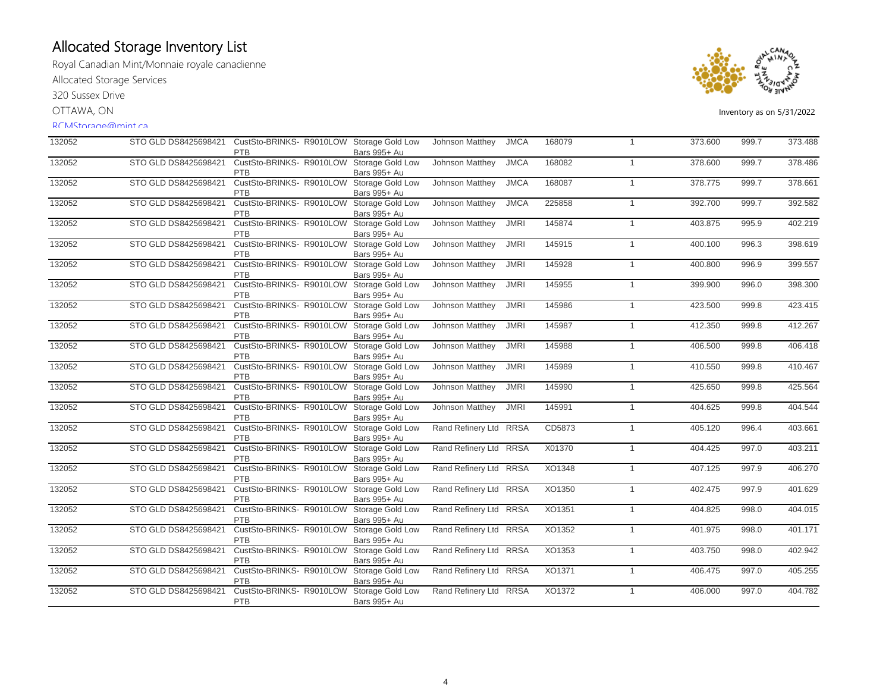# Allocated Storage Inventory List

Royal Canadian Mint/Monnaie royale canadienne

Allocated Storage Services

320 Sussex Drive

OTTAWA, ON

RCMStorage@mint.ca

Inventory as on 5/31/2022

| | | | | | | | | | | | |
|---|---|---|---|---|---|---|---|---|---|---|---|
| 132052 | STO GLD DS8425698421 | CustSto-BRINKS-PTB | R9010LOW | Storage Gold Low Bars 995+ Au | Johnson Matthey | JMCA | 168079 | 1 | 373.600 | 999.7 | 373.488 |
| 132052 | STO GLD DS8425698421 | CustSto-BRINKS-PTB | R9010LOW | Storage Gold Low Bars 995+ Au | Johnson Matthey | JMCA | 168082 | 1 | 378.600 | 999.7 | 378.486 |
| 132052 | STO GLD DS8425698421 | CustSto-BRINKS-PTB | R9010LOW | Storage Gold Low Bars 995+ Au | Johnson Matthey | JMCA | 168087 | 1 | 378.775 | 999.7 | 378.661 |
| 132052 | STO GLD DS8425698421 | CustSto-BRINKS-PTB | R9010LOW | Storage Gold Low Bars 995+ Au | Johnson Matthey | JMCA | 225858 | 1 | 392.700 | 999.7 | 392.582 |
| 132052 | STO GLD DS8425698421 | CustSto-BRINKS-PTB | R9010LOW | Storage Gold Low Bars 995+ Au | Johnson Matthey | JMRI | 145874 | 1 | 403.875 | 995.9 | 402.219 |
| 132052 | STO GLD DS8425698421 | CustSto-BRINKS-PTB | R9010LOW | Storage Gold Low Bars 995+ Au | Johnson Matthey | JMRI | 145915 | 1 | 400.100 | 996.3 | 398.619 |
| 132052 | STO GLD DS8425698421 | CustSto-BRINKS-PTB | R9010LOW | Storage Gold Low Bars 995+ Au | Johnson Matthey | JMRI | 145928 | 1 | 400.800 | 996.9 | 399.557 |
| 132052 | STO GLD DS8425698421 | CustSto-BRINKS-PTB | R9010LOW | Storage Gold Low Bars 995+ Au | Johnson Matthey | JMRI | 145955 | 1 | 399.900 | 996.0 | 398.300 |
| 132052 | STO GLD DS8425698421 | CustSto-BRINKS-PTB | R9010LOW | Storage Gold Low Bars 995+ Au | Johnson Matthey | JMRI | 145986 | 1 | 423.500 | 999.8 | 423.415 |
| 132052 | STO GLD DS8425698421 | CustSto-BRINKS-PTB | R9010LOW | Storage Gold Low Bars 995+ Au | Johnson Matthey | JMRI | 145987 | 1 | 412.350 | 999.8 | 412.267 |
| 132052 | STO GLD DS8425698421 | CustSto-BRINKS-PTB | R9010LOW | Storage Gold Low Bars 995+ Au | Johnson Matthey | JMRI | 145988 | 1 | 406.500 | 999.8 | 406.418 |
| 132052 | STO GLD DS8425698421 | CustSto-BRINKS-PTB | R9010LOW | Storage Gold Low Bars 995+ Au | Johnson Matthey | JMRI | 145989 | 1 | 410.550 | 999.8 | 410.467 |
| 132052 | STO GLD DS8425698421 | CustSto-BRINKS-PTB | R9010LOW | Storage Gold Low Bars 995+ Au | Johnson Matthey | JMRI | 145990 | 1 | 425.650 | 999.8 | 425.564 |
| 132052 | STO GLD DS8425698421 | CustSto-BRINKS-PTB | R9010LOW | Storage Gold Low Bars 995+ Au | Johnson Matthey | JMRI | 145991 | 1 | 404.625 | 999.8 | 404.544 |
| 132052 | STO GLD DS8425698421 | CustSto-BRINKS-PTB | R9010LOW | Storage Gold Low Bars 995+ Au | Rand Refinery Ltd | RRSA | CD5873 | 1 | 405.120 | 996.4 | 403.661 |
| 132052 | STO GLD DS8425698421 | CustSto-BRINKS-PTB | R9010LOW | Storage Gold Low Bars 995+ Au | Rand Refinery Ltd | RRSA | X01370 | 1 | 404.425 | 997.0 | 403.211 |
| 132052 | STO GLD DS8425698421 | CustSto-BRINKS-PTB | R9010LOW | Storage Gold Low Bars 995+ Au | Rand Refinery Ltd | RRSA | XO1348 | 1 | 407.125 | 997.9 | 406.270 |
| 132052 | STO GLD DS8425698421 | CustSto-BRINKS-PTB | R9010LOW | Storage Gold Low Bars 995+ Au | Rand Refinery Ltd | RRSA | XO1350 | 1 | 402.475 | 997.9 | 401.629 |
| 132052 | STO GLD DS8425698421 | CustSto-BRINKS-PTB | R9010LOW | Storage Gold Low Bars 995+ Au | Rand Refinery Ltd | RRSA | XO1351 | 1 | 404.825 | 998.0 | 404.015 |
| 132052 | STO GLD DS8425698421 | CustSto-BRINKS-PTB | R9010LOW | Storage Gold Low Bars 995+ Au | Rand Refinery Ltd | RRSA | XO1352 | 1 | 401.975 | 998.0 | 401.171 |
| 132052 | STO GLD DS8425698421 | CustSto-BRINKS-PTB | R9010LOW | Storage Gold Low Bars 995+ Au | Rand Refinery Ltd | RRSA | XO1353 | 1 | 403.750 | 998.0 | 402.942 |
| 132052 | STO GLD DS8425698421 | CustSto-BRINKS-PTB | R9010LOW | Storage Gold Low Bars 995+ Au | Rand Refinery Ltd | RRSA | XO1371 | 1 | 406.475 | 997.0 | 405.255 |
| 132052 | STO GLD DS8425698421 | CustSto-BRINKS-PTB | R9010LOW | Storage Gold Low Bars 995+ Au | Rand Refinery Ltd | RRSA | XO1372 | 1 | 406.000 | 997.0 | 404.782 |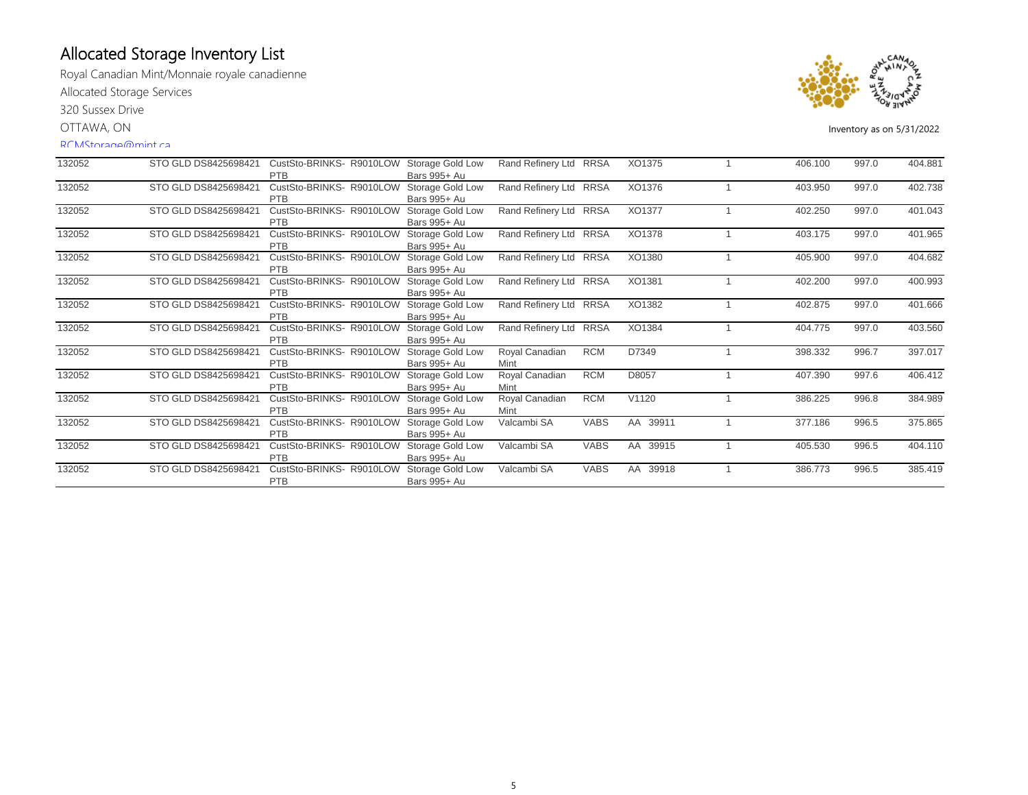# Allocated Storage Inventory List

Royal Canadian Mint/Monnaie royale canadienne

Allocated Storage Services

320 Sussex Drive

OTTAWA, ON

RCMStorage@mint.ca

Inventory as on 5/31/2022

| | | | | | | | | | | |
|---|---|---|---|---|---|---|---|---|---|---|
| 132052 | STO GLD DS8425698421 | CustSto-BRINKS- R9010LOW PTB | Storage Gold Low Bars 995+ Au | Rand Refinery Ltd | RRSA | XO1375 | 1 | 406.100 | 997.0 | 404.881 |
| 132052 | STO GLD DS8425698421 | CustSto-BRINKS- R9010LOW PTB | Storage Gold Low Bars 995+ Au | Rand Refinery Ltd | RRSA | XO1376 | 1 | 403.950 | 997.0 | 402.738 |
| 132052 | STO GLD DS8425698421 | CustSto-BRINKS- R9010LOW PTB | Storage Gold Low Bars 995+ Au | Rand Refinery Ltd | RRSA | XO1377 | 1 | 402.250 | 997.0 | 401.043 |
| 132052 | STO GLD DS8425698421 | CustSto-BRINKS- R9010LOW PTB | Storage Gold Low Bars 995+ Au | Rand Refinery Ltd | RRSA | XO1378 | 1 | 403.175 | 997.0 | 401.965 |
| 132052 | STO GLD DS8425698421 | CustSto-BRINKS- R9010LOW PTB | Storage Gold Low Bars 995+ Au | Rand Refinery Ltd | RRSA | XO1380 | 1 | 405.900 | 997.0 | 404.682 |
| 132052 | STO GLD DS8425698421 | CustSto-BRINKS- R9010LOW PTB | Storage Gold Low Bars 995+ Au | Rand Refinery Ltd | RRSA | XO1381 | 1 | 402.200 | 997.0 | 400.993 |
| 132052 | STO GLD DS8425698421 | CustSto-BRINKS- R9010LOW PTB | Storage Gold Low Bars 995+ Au | Rand Refinery Ltd | RRSA | XO1382 | 1 | 402.875 | 997.0 | 401.666 |
| 132052 | STO GLD DS8425698421 | CustSto-BRINKS- R9010LOW PTB | Storage Gold Low Bars 995+ Au | Rand Refinery Ltd | RRSA | XO1384 | 1 | 404.775 | 997.0 | 403.560 |
| 132052 | STO GLD DS8425698421 | CustSto-BRINKS- R9010LOW PTB | Storage Gold Low Bars 995+ Au | Royal Canadian Mint | RCM | D7349 | 1 | 398.332 | 996.7 | 397.017 |
| 132052 | STO GLD DS8425698421 | CustSto-BRINKS- R9010LOW PTB | Storage Gold Low Bars 995+ Au | Royal Canadian Mint | RCM | D8057 | 1 | 407.390 | 997.6 | 406.412 |
| 132052 | STO GLD DS8425698421 | CustSto-BRINKS- R9010LOW PTB | Storage Gold Low Bars 995+ Au | Royal Canadian Mint | RCM | V1120 | 1 | 386.225 | 996.8 | 384.989 |
| 132052 | STO GLD DS8425698421 | CustSto-BRINKS- R9010LOW PTB | Storage Gold Low Bars 995+ Au | Valcambi SA | VABS | AA 39911 | 1 | 377.186 | 996.5 | 375.865 |
| 132052 | STO GLD DS8425698421 | CustSto-BRINKS- R9010LOW PTB | Storage Gold Low Bars 995+ Au | Valcambi SA | VABS | AA 39915 | 1 | 405.530 | 996.5 | 404.110 |
| 132052 | STO GLD DS8425698421 | CustSto-BRINKS- R9010LOW PTB | Storage Gold Low Bars 995+ Au | Valcambi SA | VABS | AA 39918 | 1 | 386.773 | 996.5 | 385.419 |